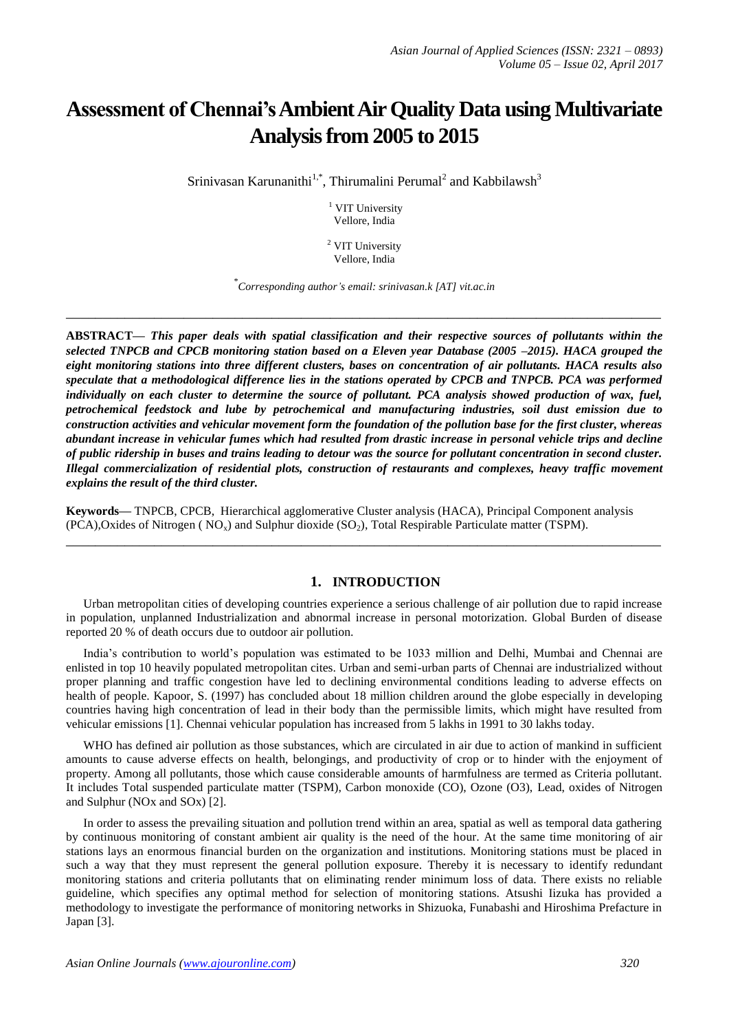# Assessment of Chennai's Ambient Air Quality Data using Multivariate Analysis from 2005 to 2015

Srinivasan Karunanithi[1,*], Thirumalini Perumal[2] and Kabbilawsh[3]

[1] VIT University
Vellore, India

[2] VIT University
Vellore, India

[*] *Corresponding author's email: srinivasan.k [AT] vit.ac.in*

---

**ABSTRACT—** ***This paper deals with spatial classification and their respective sources of pollutants within the selected TNPCB and CPCB monitoring station based on a Eleven year Database (2005 –2015). HACA grouped the eight monitoring stations into three different clusters, bases on concentration of air pollutants. HACA results also speculate that a methodological difference lies in the stations operated by CPCB and TNPCB. PCA was performed individually on each cluster to determine the source of pollutant. PCA analysis showed production of wax, fuel, petrochemical feedstock and lube by petrochemical and manufacturing industries, soil dust emission due to construction activities and vehicular movement form the foundation of the pollution base for the first cluster, whereas abundant increase in vehicular fumes which had resulted from drastic increase in personal vehicle trips and decline of public ridership in buses and trains leading to detour was the source for pollutant concentration in second cluster. Illegal commercialization of residential plots, construction of restaurants and complexes, heavy traffic movement explains the result of the third cluster.***

**Keywords—** TNPCB, CPCB, Hierarchical agglomerative Cluster analysis (HACA), Principal Component analysis (PCA),Oxides of Nitrogen ( $NO_x$) and Sulphur dioxide ($SO_2$), Total Respirable Particulate matter (TSPM).

---

## 1. INTRODUCTION

Urban metropolitan cities of developing countries experience a serious challenge of air pollution due to rapid increase in population, unplanned Industrialization and abnormal increase in personal motorization. Global Burden of disease reported 20 % of death occurs due to outdoor air pollution.

India's contribution to world's population was estimated to be 1033 million and Delhi, Mumbai and Chennai are enlisted in top 10 heavily populated metropolitan cites. Urban and semi-urban parts of Chennai are industrialized without proper planning and traffic congestion have led to declining environmental conditions leading to adverse effects on health of people. Kapoor, S. (1997) has concluded about 18 million children around the globe especially in developing countries having high concentration of lead in their body than the permissible limits, which might have resulted from vehicular emissions [1]. Chennai vehicular population has increased from 5 lakhs in 1991 to 30 lakhs today.

WHO has defined air pollution as those substances, which are circulated in air due to action of mankind in sufficient amounts to cause adverse effects on health, belongings, and productivity of crop or to hinder with the enjoyment of property. Among all pollutants, those which cause considerable amounts of harmfulness are termed as Criteria pollutant. It includes Total suspended particulate matter (TSPM), Carbon monoxide (CO), Ozone (O3), Lead, oxides of Nitrogen and Sulphur (NOx and SOx) [2].

In order to assess the prevailing situation and pollution trend within an area, spatial as well as temporal data gathering by continuous monitoring of constant ambient air quality is the need of the hour. At the same time monitoring of air stations lays an enormous financial burden on the organization and institutions. Monitoring stations must be placed in such a way that they must represent the general pollution exposure. Thereby it is necessary to identify redundant monitoring stations and criteria pollutants that on eliminating render minimum loss of data. There exists no reliable guideline, which specifies any optimal method for selection of monitoring stations. Atsushi Iizuka has provided a methodology to investigate the performance of monitoring networks in Shizuoka, Funabashi and Hiroshima Prefacture in Japan [3].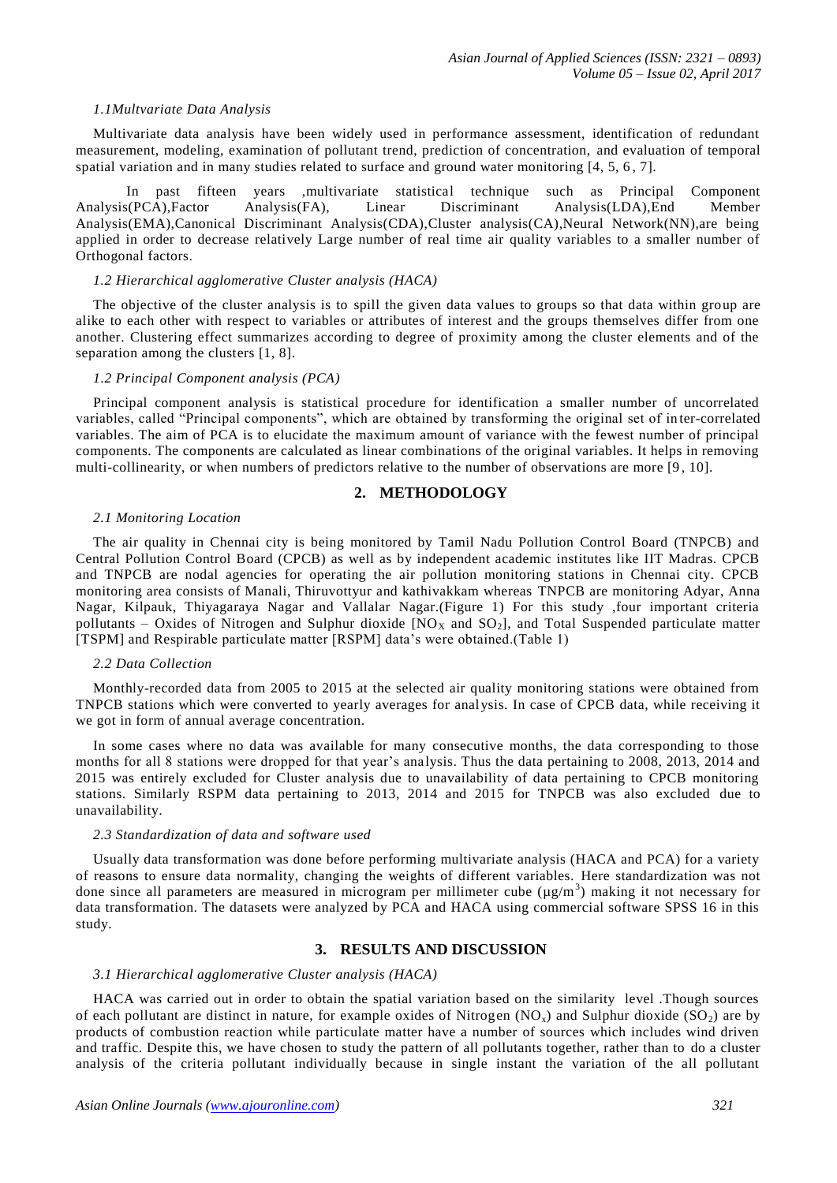### *1.1Multvariate Data Analysis*

Multivariate data analysis have been widely used in performance assessment, identification of redundant measurement, modeling, examination of pollutant trend, prediction of concentration, and evaluation of temporal spatial variation and in many studies related to surface and ground water monitoring [4, 5, 6 , 7].

In past fifteen years ,multivariate statistical technique such as Principal Component Analysis(PCA),Factor Analysis(FA), Linear Discriminant Analysis(LDA),End Member Analysis(EMA),Canonical Discriminant Analysis(CDA),Cluster analysis(CA),Neural Network(NN),are being applied in order to decrease relatively Large number of real time air quality variables to a smaller number of Orthogonal factors.

### *1.2 Hierarchical agglomerative Cluster analysis (HACA)*

The objective of the cluster analysis is to spill the given data values to groups so that data within group are alike to each other with respect to variables or attributes of interest and the groups themselves differ from one another. Clustering effect summarizes according to degree of proximity among the cluster elements and of the separation among the clusters [1, 8].

### *1.2 Principal Component analysis (PCA)*

Principal component analysis is statistical procedure for identification a smaller number of uncorrelated variables, called "Principal components", which are obtained by transforming the original set of inter-correlated variables. The aim of PCA is to elucidate the maximum amount of variance with the fewest number of principal components. The components are calculated as linear combinations of the original variables. It helps in removing multi-collinearity, or when numbers of predictors relative to the number of observations are more [9, 10].

## 2. METHODOLOGY

### *2.1 Monitoring Location*

The air quality in Chennai city is being monitored by Tamil Nadu Pollution Control Board (TNPCB) and Central Pollution Control Board (CPCB) as well as by independent academic institutes like IIT Madras. CPCB and TNPCB are nodal agencies for operating the air pollution monitoring stations in Chennai city. CPCB monitoring area consists of Manali, Thiruvottyur and kathivakkam whereas TNPCB are monitoring Adyar, Anna Nagar, Kilpauk, Thiyagaraya Nagar and Vallalar Nagar.(Figure 1) For this study ,four important criteria pollutants – Oxides of Nitrogen and Sulphur dioxide [$NO_X$ and $SO_2$], and Total Suspended particulate matter [TSPM] and Respirable particulate matter [RSPM] data's were obtained.(Table 1)

### *2.2 Data Collection*

Monthly-recorded data from 2005 to 2015 at the selected air quality monitoring stations were obtained from TNPCB stations which were converted to yearly averages for analysis. In case of CPCB data, while receiving it we got in form of annual average concentration.

In some cases where no data was available for many consecutive months, the data corresponding to those months for all 8 stations were dropped for that year's analysis. Thus the data pertaining to 2008, 2013, 2014 and 2015 was entirely excluded for Cluster analysis due to unavailability of data pertaining to CPCB monitoring stations. Similarly RSPM data pertaining to 2013, 2014 and 2015 for TNPCB was also excluded due to unavailability.

### *2.3 Standardization of data and software used*

Usually data transformation was done before performing multivariate analysis (HACA and PCA) for a variety of reasons to ensure data normality, changing the weights of different variables. Here standardization was not done since all parameters are measured in microgram per millimeter cube ($\mu g/m^3$) making it not necessary for data transformation. The datasets were analyzed by PCA and HACA using commercial software SPSS 16 in this study.

## 3. RESULTS AND DISCUSSION

### *3.1 Hierarchical agglomerative Cluster analysis (HACA)*

HACA was carried out in order to obtain the spatial variation based on the similarity level .Though sources of each pollutant are distinct in nature, for example oxides of Nitrogen ($NO_x$) and Sulphur dioxide ($SO_2$) are by products of combustion reaction while particulate matter have a number of sources which includes wind driven and traffic. Despite this, we have chosen to study the pattern of all pollutants together, rather than to do a cluster analysis of the criteria pollutant individually because in single instant the variation of the all pollutant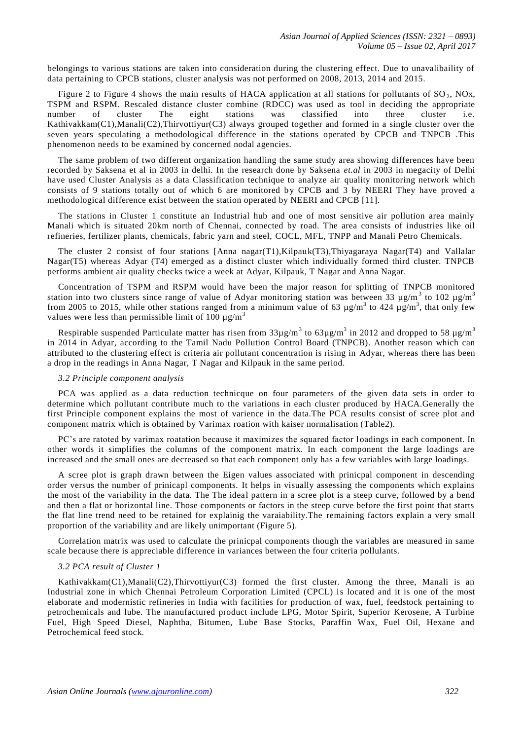belongings to various stations are taken into consideration during the clustering effect. Due to unavalibaility of data pertaining to CPCB stations, cluster analysis was not performed on 2008, 2013, 2014 and 2015.

Figure 2 to Figure 4 shows the main results of HACA application at all stations for pollutants of $SO_2$, NOx, TSPM and RSPM. Rescaled distance cluster combine (RDCC) was used as tool in deciding the appropriate number of cluster The eight stations was classified into three cluster i.e. Kathivakkam(C1),Manali(C2),Thirvottiyur(C3) always grouped together and formed in a single cluster over the seven years speculating a methodological difference in the stations operated by CPCB and TNPCB .This phenomenon needs to be examined by concerned nodal agencies.

The same problem of two different organization handling the same study area showing differences have been recorded by Saksena et al in 2003 in delhi. In the research done by Saksena *et.al* in 2003 in megacity of Delhi have used Cluster Analysis as a data Classification technique to analyze air quality monitoring network which consists of 9 stations totally out of which 6 are monitored by CPCB and 3 by NEERI They have proved a methodological difference exist between the station operated by NEERI and CPCB [11].

The stations in Cluster 1 constitute an Industrial hub and one of most sensitive air pollution area mainly Manali which is situated 20km north of Chennai, connected by road. The area consists of industries like oil refineries, fertilizer plants, chemicals, fabric yarn and steel, COCL, MFL, TNPP and Manali Petro Chemicals.

The cluster 2 consist of four stations [Anna nagar(T1),Kilpauk(T3),Thiyagaraya Nagar(T4) and Vallalar Nagar(T5) whereas Adyar (T4) emerged as a distinct cluster which individually formed third cluster. TNPCB performs ambient air quality checks twice a week at Adyar, Kilpauk, T Nagar and Anna Nagar.

Concentration of TSPM and RSPM would have been the major reason for splitting of TNPCB monitored station into two clusters since range of value of Adyar monitoring station was between 33 $\mu g/m^3$ to 102 $\mu g/m^3$ from 2005 to 2015, while other stations ranged from a minimum value of 63 $\mu g/m^3$ to 424 $\mu g/m^3$, that only few values were less than permissible limit of 100 $\mu g/m^3$

Respirable suspended Particulate matter has risen from 33$\mu g/m^3$ to 63$\mu g/m^3$ in 2012 and dropped to 58 $\mu g/m^3$ in 2014 in Adyar, according to the Tamil Nadu Pollution Control Board (TNPCB). Another reason which can attributed to the clustering effect is criteria air pollutant concentration is rising in Adyar, whereas there has been a drop in the readings in Anna Nagar, T Nagar and Kilpauk in the same period.

### *3.2 Principle component analysis*

PCA was applied as a data reduction technicque on four parameters of the given data sets in order to determine which pollutant contribute much to the variations in each cluster produced by HACA.Generally the first Principle component explains the most of varience in the data.The PCA results consist of scree plot and component matrix which is obtained by Varimax roation with kaiser normalisation (Table2).

PC's are ratoted by varimax roatation because it maximizes the squared factor loadings in each component. In other words it simplifies the columns of the component matrix. In each component the large loadings are increased and the small ones are decreased so that each component only has a few variables with large loadings.

A scree plot is graph drawn between the Eigen values associated with prinicpal component in descending order versus the number of prinicapl components. It helps in visually assessing the components which explains the most of the variability in the data. The The ideal pattern in a scree plot is a steep curve, followed by a bend and then a flat or horizontal line. Those components or factors in the steep curve before the first point that starts the flat line trend need to be retained for explainig the varaiability.The remaining factors explain a very small proportion of the variability and are likely unimportant (Figure 5).

Correlation matrix was used to calculate the prinicpal components though the variables are measured in same scale because there is appreciable difference in variances between the four criteria pollulants.

### *3.2 PCA result of Cluster 1*

Kathivakkam(C1),Manali(C2),Thirvottiyur(C3) formed the first cluster. Among the three, Manali is an Industrial zone in which Chennai Petroleum Corporation Limited (CPCL) is located and it is one of the most elaborate and modernistic refineries in India with facilities for production of wax, fuel, feedstock pertaining to petrochemicals and lube. The manufactured product include LPG, Motor Spirit, Superior Kerosene, A Turbine Fuel, High Speed Diesel, Naphtha, Bitumen, Lube Base Stocks, Paraffin Wax, Fuel Oil, Hexane and Petrochemical feed stock.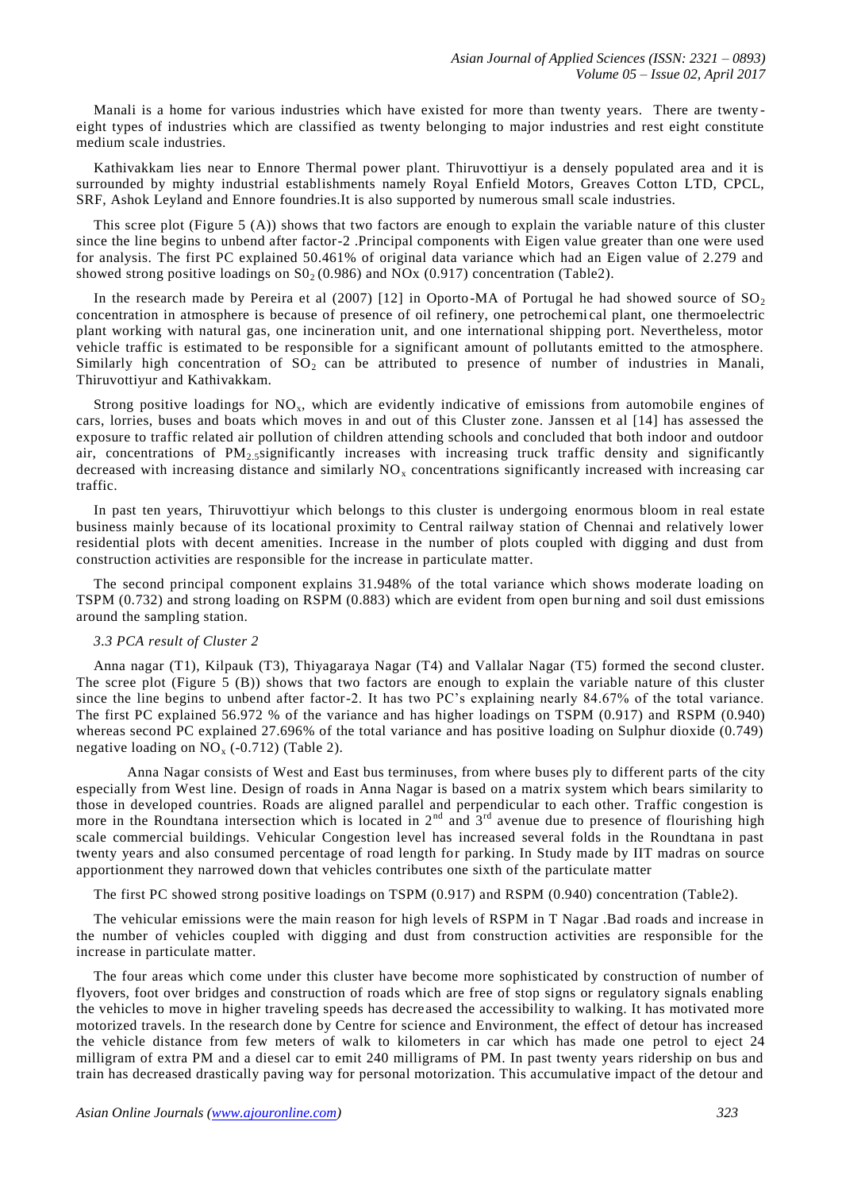Manali is a home for various industries which have existed for more than twenty years. There are twenty-eight types of industries which are classified as twenty belonging to major industries and rest eight constitute medium scale industries.

Kathivakkam lies near to Ennore Thermal power plant. Thiruvottiyur is a densely populated area and it is surrounded by mighty industrial establishments namely Royal Enfield Motors, Greaves Cotton LTD, CPCL, SRF, Ashok Leyland and Ennore foundries.It is also supported by numerous small scale industries.

This scree plot (Figure 5 (A)) shows that two factors are enough to explain the variable nature of this cluster since the line begins to unbend after factor-2 .Principal components with Eigen value greater than one were used for analysis. The first PC explained 50.461% of original data variance which had an Eigen value of 2.279 and showed strong positive loadings on $S0_2$ (0.986) and NOx (0.917) concentration (Table2).

In the research made by Pereira et al (2007) [12] in Oporto-MA of Portugal he had showed source of $SO_2$ concentration in atmosphere is because of presence of oil refinery, one petrochemical plant, one thermoelectric plant working with natural gas, one incineration unit, and one international shipping port. Nevertheless, motor vehicle traffic is estimated to be responsible for a significant amount of pollutants emitted to the atmosphere. Similarly high concentration of $SO_2$ can be attributed to presence of number of industries in Manali, Thiruvottiyur and Kathivakkam.

Strong positive loadings for $NO_x$, which are evidently indicative of emissions from automobile engines of cars, lorries, buses and boats which moves in and out of this Cluster zone. Janssen et al [14] has assessed the exposure to traffic related air pollution of children attending schools and concluded that both indoor and outdoor air, concentrations of $PM_{2.5}$significantly increases with increasing truck traffic density and significantly decreased with increasing distance and similarly $NO_x$ concentrations significantly increased with increasing car traffic.

In past ten years, Thiruvottiyur which belongs to this cluster is undergoing enormous bloom in real estate business mainly because of its locational proximity to Central railway station of Chennai and relatively lower residential plots with decent amenities. Increase in the number of plots coupled with digging and dust from construction activities are responsible for the increase in particulate matter.

The second principal component explains 31.948% of the total variance which shows moderate loading on TSPM (0.732) and strong loading on RSPM (0.883) which are evident from open burning and soil dust emissions around the sampling station.

### *3.3 PCA result of Cluster 2*

Anna nagar (T1), Kilpauk (T3), Thiyagaraya Nagar (T4) and Vallalar Nagar (T5) formed the second cluster. The scree plot (Figure 5 (B)) shows that two factors are enough to explain the variable nature of this cluster since the line begins to unbend after factor-2. It has two PC's explaining nearly 84.67% of the total variance. The first PC explained 56.972 % of the variance and has higher loadings on TSPM (0.917) and RSPM (0.940) whereas second PC explained 27.696% of the total variance and has positive loading on Sulphur dioxide (0.749) negative loading on $NO_x$ (-0.712) (Table 2).

Anna Nagar consists of West and East bus terminuses, from where buses ply to different parts of the city especially from West line. Design of roads in Anna Nagar is based on a matrix system which bears similarity to those in developed countries. Roads are aligned parallel and perpendicular to each other. Traffic congestion is more in the Roundtana intersection which is located in 2nd and 3rd avenue due to presence of flourishing high scale commercial buildings. Vehicular Congestion level has increased several folds in the Roundtana in past twenty years and also consumed percentage of road length for parking. In Study made by IIT madras on source apportionment they narrowed down that vehicles contributes one sixth of the particulate matter

The first PC showed strong positive loadings on TSPM (0.917) and RSPM (0.940) concentration (Table2).

The vehicular emissions were the main reason for high levels of RSPM in T Nagar .Bad roads and increase in the number of vehicles coupled with digging and dust from construction activities are responsible for the increase in particulate matter.

The four areas which come under this cluster have become more sophisticated by construction of number of flyovers, foot over bridges and construction of roads which are free of stop signs or regulatory signals enabling the vehicles to move in higher traveling speeds has decreased the accessibility to walking. It has motivated more motorized travels. In the research done by Centre for science and Environment, the effect of detour has increased the vehicle distance from few meters of walk to kilometers in car which has made one petrol to eject 24 milligram of extra PM and a diesel car to emit 240 milligrams of PM. In past twenty years ridership on bus and train has decreased drastically paving way for personal motorization. This accumulative impact of the detour and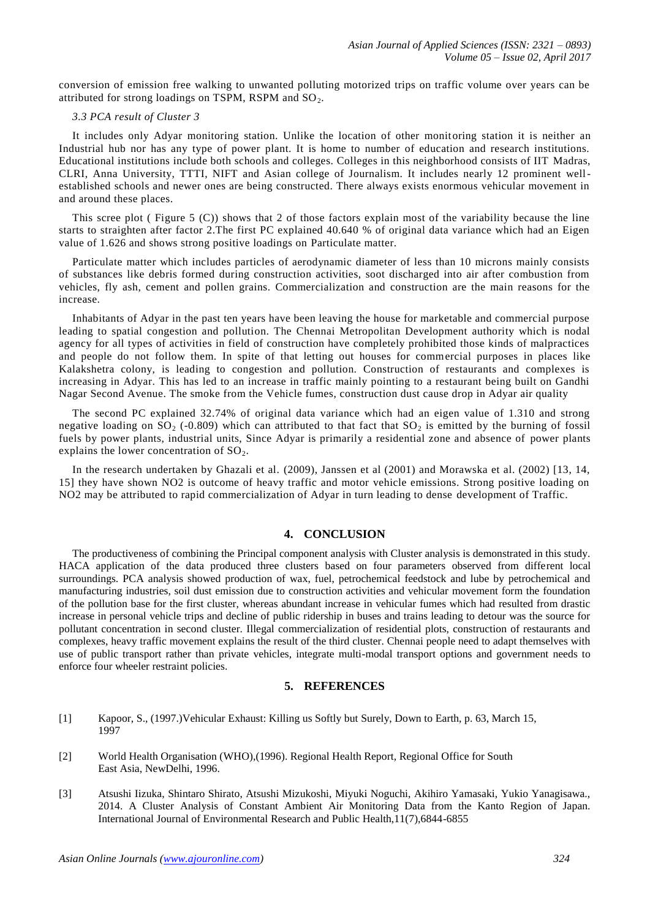conversion of emission free walking to unwanted polluting motorized trips on traffic volume over years can be attributed for strong loadings on TSPM, RSPM and $SO_2$.

### *3.3 PCA result of Cluster 3*

It includes only Adyar monitoring station. Unlike the location of other monitoring station it is neither an Industrial hub nor has any type of power plant. It is home to number of education and research institutions. Educational institutions include both schools and colleges. Colleges in this neighborhood consists of IIT Madras, CLRI, Anna University, TTTI, NIFT and Asian college of Journalism. It includes nearly 12 prominent well-established schools and newer ones are being constructed. There always exists enormous vehicular movement in and around these places.

This scree plot ( Figure 5 (C)) shows that 2 of those factors explain most of the variability because the line starts to straighten after factor 2.The first PC explained 40.640 % of original data variance which had an Eigen value of 1.626 and shows strong positive loadings on Particulate matter.

Particulate matter which includes particles of aerodynamic diameter of less than 10 microns mainly consists of substances like debris formed during construction activities, soot discharged into air after combustion from vehicles, fly ash, cement and pollen grains. Commercialization and construction are the main reasons for the increase.

Inhabitants of Adyar in the past ten years have been leaving the house for marketable and commercial purpose leading to spatial congestion and pollution. The Chennai Metropolitan Development authority which is nodal agency for all types of activities in field of construction have completely prohibited those kinds of malpractices and people do not follow them. In spite of that letting out houses for commercial purposes in places like Kalakshetra colony, is leading to congestion and pollution. Construction of restaurants and complexes is increasing in Adyar. This has led to an increase in traffic mainly pointing to a restaurant being built on Gandhi Nagar Second Avenue. The smoke from the Vehicle fumes, construction dust cause drop in Adyar air quality

The second PC explained 32.74% of original data variance which had an eigen value of 1.310 and strong negative loading on $SO_2$ (-0.809) which can attributed to that fact that $SO_2$ is emitted by the burning of fossil fuels by power plants, industrial units, Since Adyar is primarily a residential zone and absence of power plants explains the lower concentration of $SO_2$.

In the research undertaken by Ghazali et al. (2009), Janssen et al (2001) and Morawska et al. (2002) [13, 14, 15] they have shown NO2 is outcome of heavy traffic and motor vehicle emissions. Strong positive loading on NO2 may be attributed to rapid commercialization of Adyar in turn leading to dense development of Traffic.

## 4. CONCLUSION

The productiveness of combining the Principal component analysis with Cluster analysis is demonstrated in this study. HACA application of the data produced three clusters based on four parameters observed from different local surroundings. PCA analysis showed production of wax, fuel, petrochemical feedstock and lube by petrochemical and manufacturing industries, soil dust emission due to construction activities and vehicular movement form the foundation of the pollution base for the first cluster, whereas abundant increase in vehicular fumes which had resulted from drastic increase in personal vehicle trips and decline of public ridership in buses and trains leading to detour was the source for pollutant concentration in second cluster. Illegal commercialization of residential plots, construction of restaurants and complexes, heavy traffic movement explains the result of the third cluster. Chennai people need to adapt themselves with use of public transport rather than private vehicles, integrate multi-modal transport options and government needs to enforce four wheeler restraint policies.

## 5. REFERENCES

[1] Kapoor, S., (1997.)Vehicular Exhaust: Killing us Softly but Surely, Down to Earth, p. 63, March 15, 1997

[2] World Health Organisation (WHO),(1996). Regional Health Report, Regional Office for South East Asia, NewDelhi, 1996.

[3] Atsushi Iizuka, Shintaro Shirato, Atsushi Mizukoshi, Miyuki Noguchi, Akihiro Yamasaki, Yukio Yanagisawa., 2014. A Cluster Analysis of Constant Ambient Air Monitoring Data from the Kanto Region of Japan. International Journal of Environmental Research and Public Health,11(7),6844-6855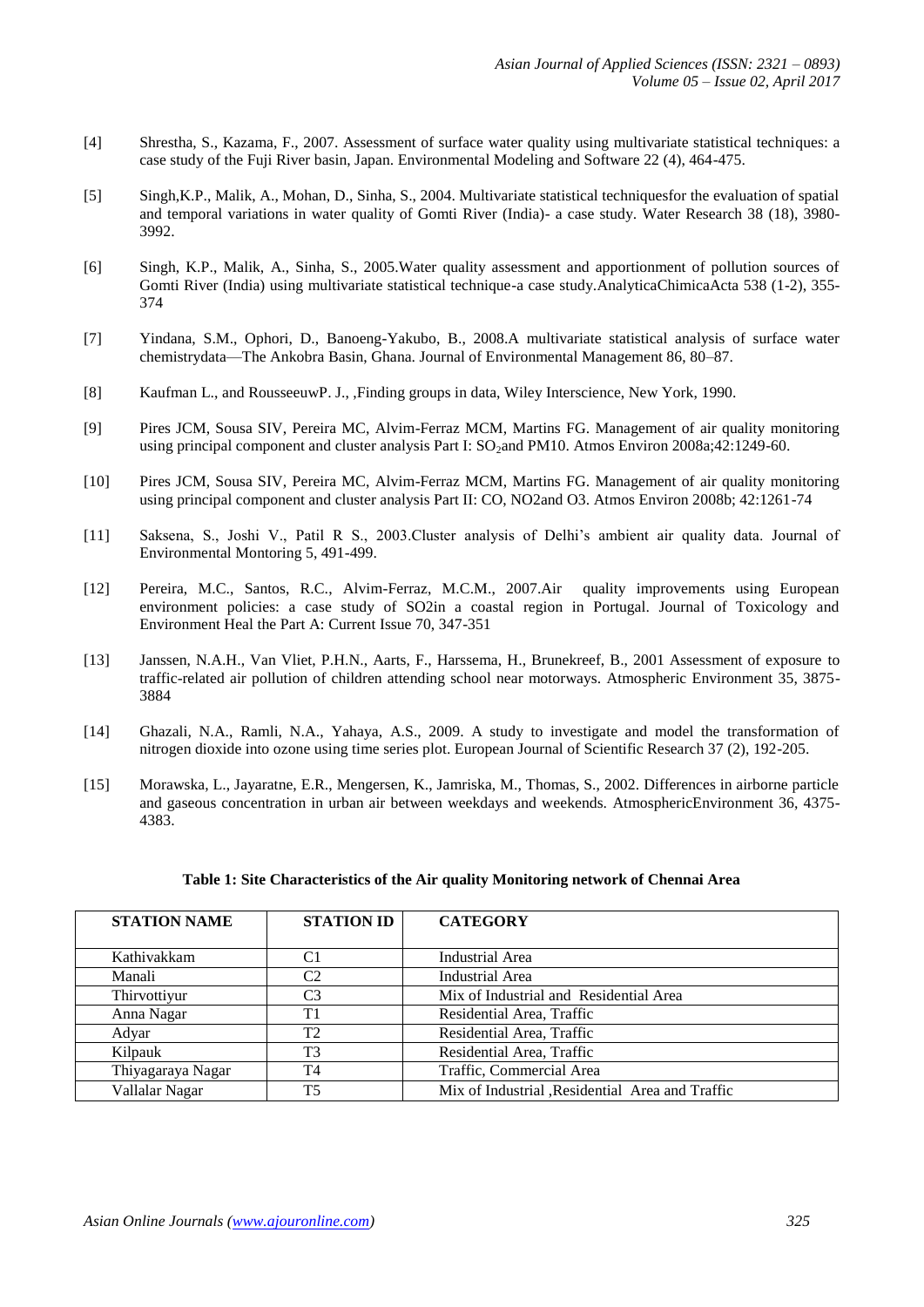[4] Shrestha, S., Kazama, F., 2007. Assessment of surface water quality using multivariate statistical techniques: a case study of the Fuji River basin, Japan. Environmental Modeling and Software 22 (4), 464-475.

[5] Singh,K.P., Malik, A., Mohan, D., Sinha, S., 2004. Multivariate statistical techniquesfor the evaluation of spatial and temporal variations in water quality of Gomti River (India)- a case study. Water Research 38 (18), 3980-3992.

[6] Singh, K.P., Malik, A., Sinha, S., 2005.Water quality assessment and apportionment of pollution sources of Gomti River (India) using multivariate statistical technique-a case study.AnalyticaChimicaActa 538 (1-2), 355-374

[7] Yindana, S.M., Ophori, D., Banoeng-Yakubo, B., 2008.A multivariate statistical analysis of surface water chemistrydata—The Ankobra Basin, Ghana. Journal of Environmental Management 86, 80–87.

[8] Kaufman L., and RousseeuwP. J., ,Finding groups in data, Wiley Interscience, New York, 1990.

[9] Pires JCM, Sousa SIV, Pereira MC, Alvim-Ferraz MCM, Martins FG. Management of air quality monitoring using principal component and cluster analysis Part I: $SO_2$and PM10. Atmos Environ 2008a;42:1249-60.

[10] Pires JCM, Sousa SIV, Pereira MC, Alvim-Ferraz MCM, Martins FG. Management of air quality monitoring using principal component and cluster analysis Part II: CO, NO2and O3. Atmos Environ 2008b; 42:1261-74

[11] Saksena, S., Joshi V., Patil R S., 2003.Cluster analysis of Delhi's ambient air quality data. Journal of Environmental Montoring 5, 491-499.

[12] Pereira, M.C., Santos, R.C., Alvim-Ferraz, M.C.M., 2007.Air quality improvements using European environment policies: a case study of SO2in a coastal region in Portugal. Journal of Toxicology and Environment Heal the Part A: Current Issue 70, 347-351

[13] Janssen, N.A.H., Van Vliet, P.H.N., Aarts, F., Harssema, H., Brunekreef, B., 2001 Assessment of exposure to traffic-related air pollution of children attending school near motorways. Atmospheric Environment 35, 3875-3884

[14] Ghazali, N.A., Ramli, N.A., Yahaya, A.S., 2009. A study to investigate and model the transformation of nitrogen dioxide into ozone using time series plot. European Journal of Scientific Research 37 (2), 192-205.

[15] Morawska, L., Jayaratne, E.R., Mengersen, K., Jamriska, M., Thomas, S., 2002. Differences in airborne particle and gaseous concentration in urban air between weekdays and weekends. AtmosphericEnvironment 36, 4375-4383.

**Table 1: Site Characteristics of the Air quality Monitoring network of Chennai Area**

| STATION NAME | STATION ID | CATEGORY |
|---|---|---|
| Kathivakkam | C1 | Industrial Area |
| Manali | C2 | Industrial Area |
| Thirvottiyur | C3 | Mix of Industrial and Residential Area |
| Anna Nagar | T1 | Residential Area, Traffic |
| Adyar | T2 | Residential Area, Traffic |
| Kilpauk | T3 | Residential Area, Traffic |
| Thiyagaraya Nagar | T4 | Traffic, Commercial Area |
| Vallalar Nagar | T5 | Mix of Industrial ,Residential Area and Traffic |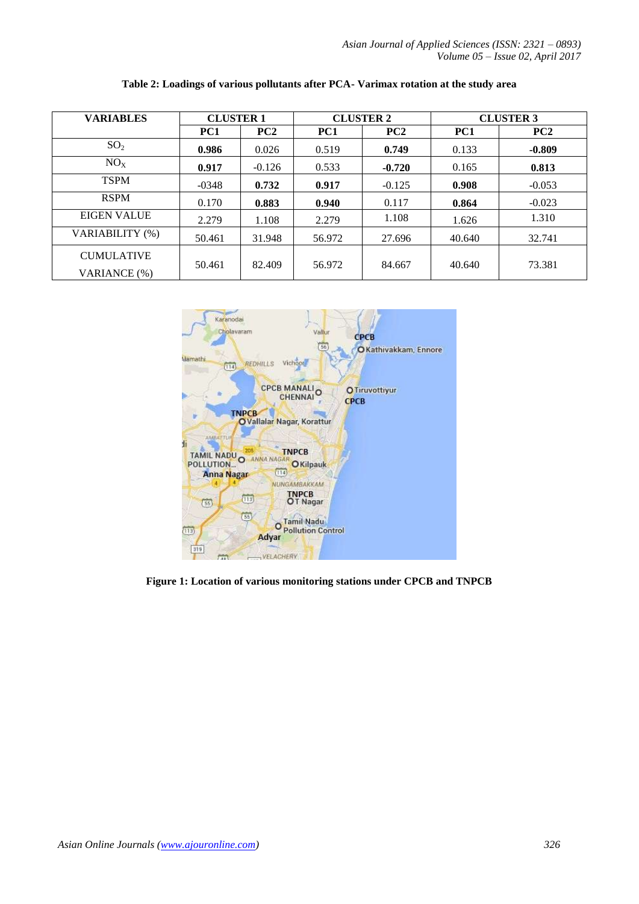**Table 2: Loadings of various pollutants after PCA- Varimax rotation at the study area**

| VARIABLES | CLUSTER 1 | | CLUSTER 2 | | CLUSTER 3 | |
|---|---|---|---|---|---|---|
| | PC1 | PC2 | PC1 | PC2 | PC1 | PC2 |
| $SO_2$ | **0.986** | 0.026 | 0.519 | **0.749** | 0.133 | **-0.809** |
| $NO_X$ | **0.917** | -0.126 | 0.533 | **-0.720** | 0.165 | **0.813** |
| TSPM | -0348 | **0.732** | **0.917** | -0.125 | **0.908** | -0.053 |
| RSPM | 0.170 | **0.883** | **0.940** | 0.117 | **0.864** | -0.023 |
| EIGEN VALUE | 2.279 | 1.108 | 2.279 | 1.108 | 1.626 | 1.310 |
| VARIABILITY (%) | 50.461 | 31.948 | 56.972 | 27.696 | 40.640 | 32.741 |
| CUMULATIVE VARIANCE (%) | 50.461 | 82.409 | 56.972 | 84.667 | 40.640 | 73.381 |

**Figure 1: Location of various monitoring stations under CPCB and TNPCB**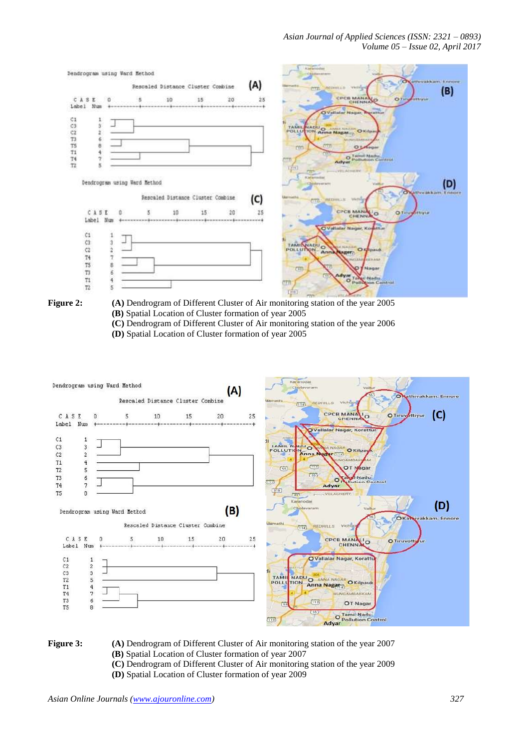**Figure 2:** **(A)** Dendrogram of Different Cluster of Air monitoring station of the year 2005
**(B)** Spatial Location of Cluster formation of year 2005
**(C)** Dendrogram of Different Cluster of Air monitoring station of the year 2006
**(D)** Spatial Location of Cluster formation of year 2005

**Figure 3:** **(A)** Dendrogram of Different Cluster of Air monitoring station of the year 2007
**(B)** Spatial Location of Cluster formation of year 2007
**(C)** Dendrogram of Different Cluster of Air monitoring station of the year 2009
**(D)** Spatial Location of Cluster formation of year 2009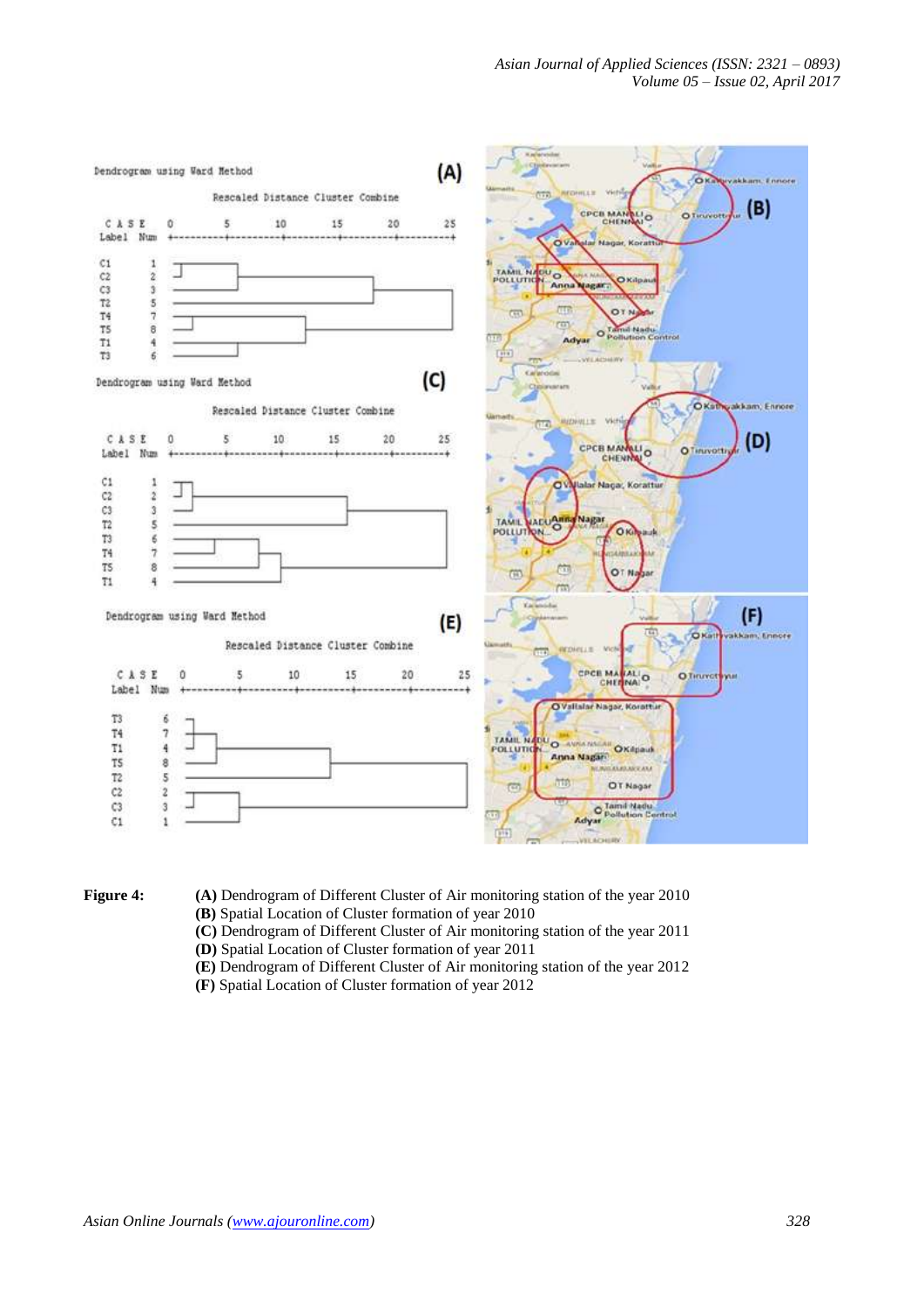**Figure 4:**

**(A)** Dendrogram of Different Cluster of Air monitoring station of the year 2010
**(B)** Spatial Location of Cluster formation of year 2010
**(C)** Dendrogram of Different Cluster of Air monitoring station of the year 2011
**(D)** Spatial Location of Cluster formation of year 2011
**(E)** Dendrogram of Different Cluster of Air monitoring station of the year 2012
**(F)** Spatial Location of Cluster formation of year 2012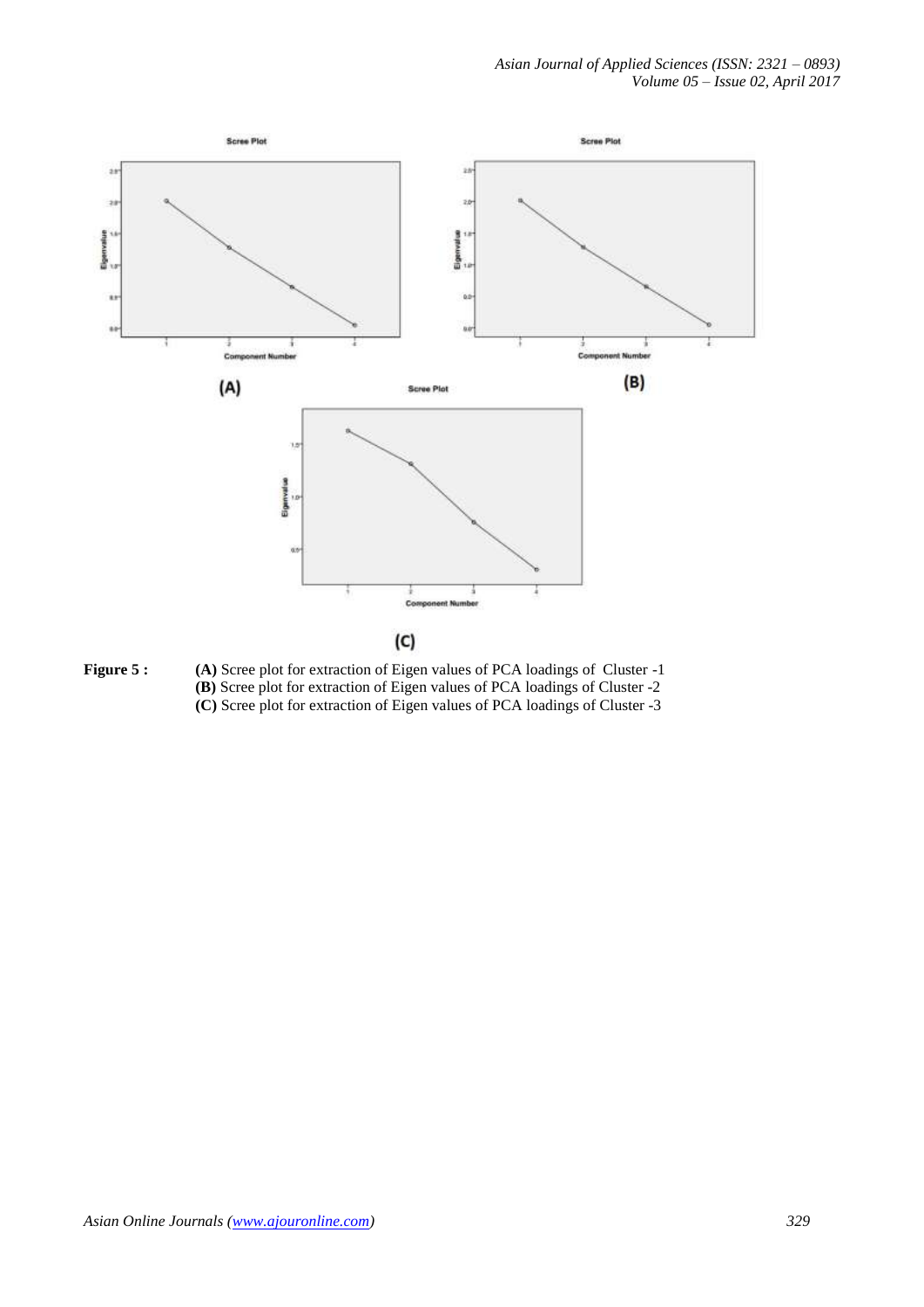Scree Plot

2.5
2.0
1.5
1.0
0.5
0.0

Eigenvalue

1 2 3 4

Component Number

**(A)**

Scree Plot

2.5
2.0
1.5
1.0
0.5
0.0

Eigenvalue

1 2 3 4

Component Number

**(B)**

Scree Plot

1.5
1.0
0.5

Eigenvalue

1 2 3 4

Component Number

**(C)**

**Figure 5 :** **(A)** Scree plot for extraction of Eigen values of PCA loadings of Cluster -1
**(B)** Scree plot for extraction of Eigen values of PCA loadings of Cluster -2
**(C)** Scree plot for extraction of Eigen values of PCA loadings of Cluster -3